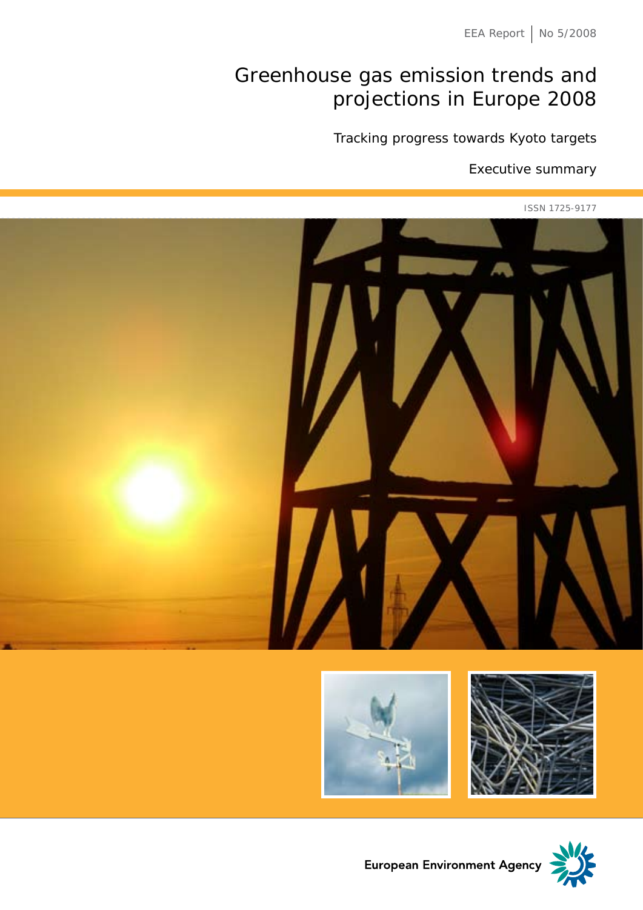EEA Report | No 5/2008

# Greenhouse gas emission trends and projections in Europe 2008

## Tracking progress towards Kyoto targets

### Executive summary

ISSN 1725-9177

European Environment Agency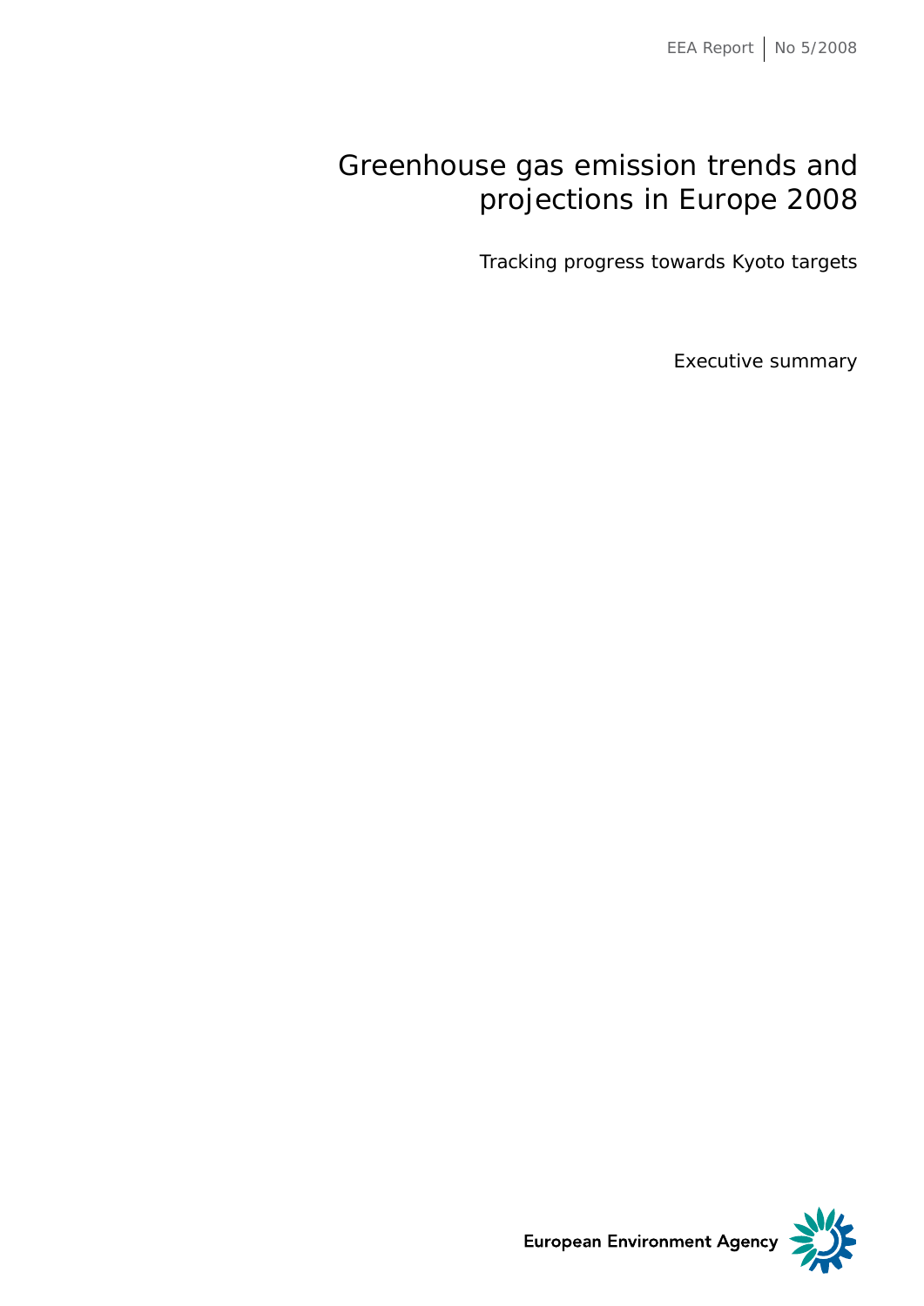EEA Report | No 5/2008

# Greenhouse gas emission trends and projections in Europe 2008

## Tracking progress towards Kyoto targets

Executive summary

European Environment Agency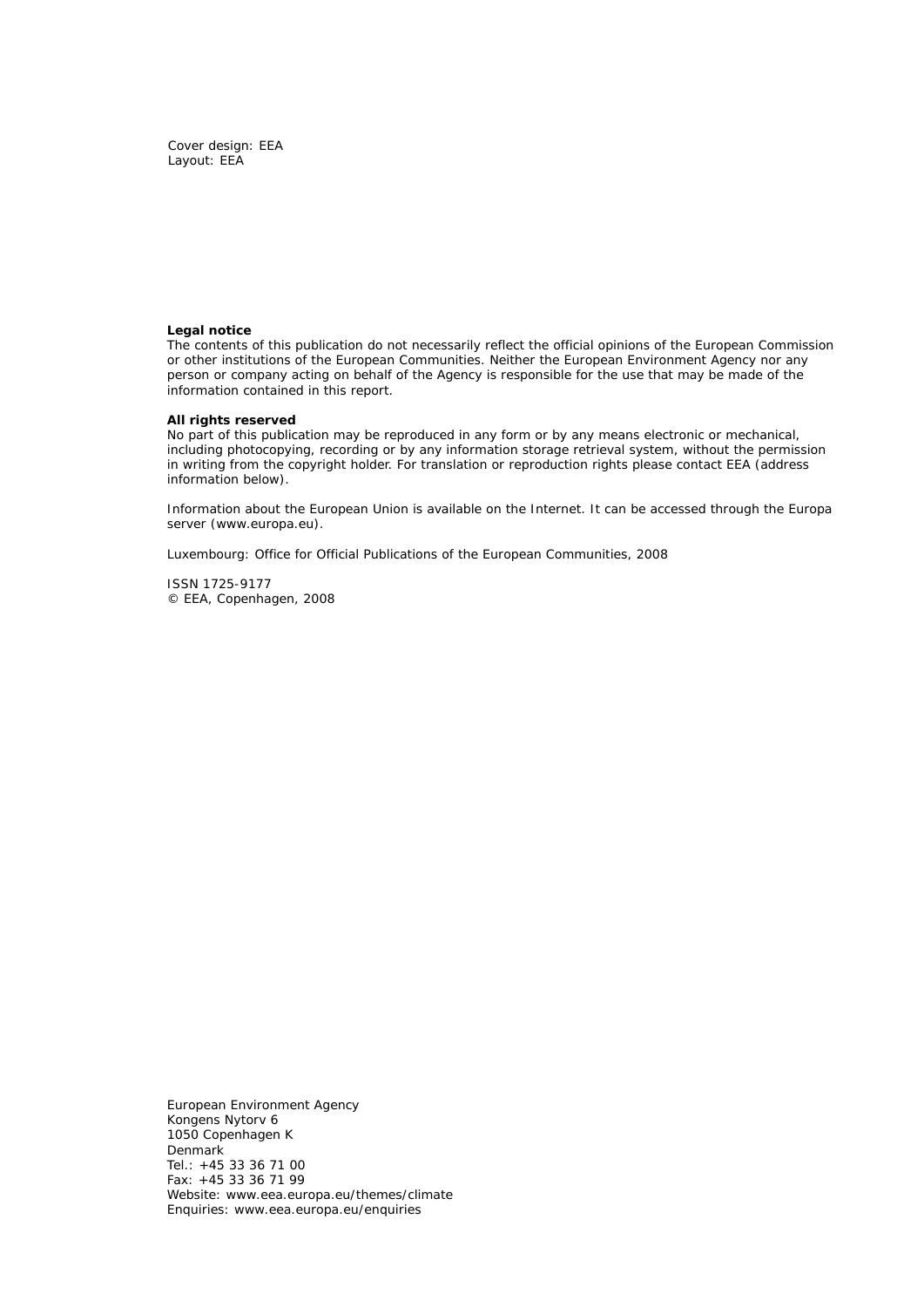Cover design: EEA
Layout: EEA

**Legal notice**
The contents of this publication do not necessarily reflect the official opinions of the European Commission or other institutions of the European Communities. Neither the European Environment Agency nor any person or company acting on behalf of the Agency is responsible for the use that may be made of the information contained in this report.

**All rights reserved**
No part of this publication may be reproduced in any form or by any means electronic or mechanical, including photocopying, recording or by any information storage retrieval system, without the permission in writing from the copyright holder. For translation or reproduction rights please contact EEA (address information below).

Information about the European Union is available on the Internet. It can be accessed through the Europa server (www.europa.eu).

Luxembourg: Office for Official Publications of the European Communities, 2008

ISSN 1725-9177
© EEA, Copenhagen, 2008

European Environment Agency
Kongens Nytorv 6
1050 Copenhagen K
Denmark
Tel.: +45 33 36 71 00
Fax: +45 33 36 71 99
Website: www.eea.europa.eu/themes/climate
Enquiries: www.eea.europa.eu/enquiries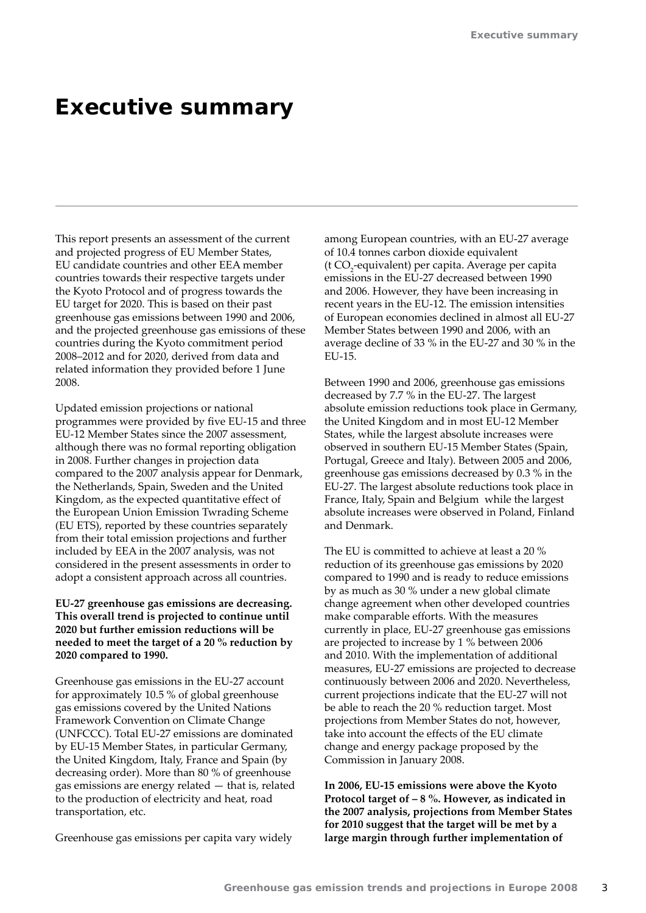# Executive summary

This report presents an assessment of the current and projected progress of EU Member States, EU candidate countries and other EEA member countries towards their respective targets under the Kyoto Protocol and of progress towards the EU target for 2020. This is based on their past greenhouse gas emissions between 1990 and 2006, and the projected greenhouse gas emissions of these countries during the Kyoto commitment period 2008–2012 and for 2020, derived from data and related information they provided before 1 June 2008.

Updated emission projections or national programmes were provided by five EU-15 and three EU-12 Member States since the 2007 assessment, although there was no formal reporting obligation in 2008. Further changes in projection data compared to the 2007 analysis appear for Denmark, the Netherlands, Spain, Sweden and the United Kingdom, as the expected quantitative effect of the European Union Emission Twrading Scheme (EU ETS), reported by these countries separately from their total emission projections and further included by EEA in the 2007 analysis, was not considered in the present assessments in order to adopt a consistent approach across all countries.

**EU-27 greenhouse gas emissions are decreasing. This overall trend is projected to continue until 2020 but further emission reductions will be needed to meet the target of a 20 % reduction by 2020 compared to 1990.**

Greenhouse gas emissions in the EU-27 account for approximately 10.5 % of global greenhouse gas emissions covered by the United Nations Framework Convention on Climate Change (UNFCCC). Total EU-27 emissions are dominated by EU-15 Member States, in particular Germany, the United Kingdom, Italy, France and Spain (by decreasing order). More than 80 % of greenhouse gas emissions are energy related — that is, related to the production of electricity and heat, road transportation, etc.

Greenhouse gas emissions per capita vary widely among European countries, with an EU-27 average of 10.4 tonnes carbon dioxide equivalent (t $CO_2$-equivalent) per capita. Average per capita emissions in the EU-27 decreased between 1990 and 2006. However, they have been increasing in recent years in the EU-12. The emission intensities of European economies declined in almost all EU-27 Member States between 1990 and 2006, with an average decline of 33 % in the EU-27 and 30 % in the EU-15.

Between 1990 and 2006, greenhouse gas emissions decreased by 7.7 % in the EU-27. The largest absolute emission reductions took place in Germany, the United Kingdom and in most EU-12 Member States, while the largest absolute increases were observed in southern EU-15 Member States (Spain, Portugal, Greece and Italy). Between 2005 and 2006, greenhouse gas emissions decreased by 0.3 % in the EU-27. The largest absolute reductions took place in France, Italy, Spain and Belgium while the largest absolute increases were observed in Poland, Finland and Denmark.

The EU is committed to achieve at least a 20 % reduction of its greenhouse gas emissions by 2020 compared to 1990 and is ready to reduce emissions by as much as 30 % under a new global climate change agreement when other developed countries make comparable efforts. With the measures currently in place, EU-27 greenhouse gas emissions are projected to increase by 1 % between 2006 and 2010. With the implementation of additional measures, EU-27 emissions are projected to decrease continuously between 2006 and 2020. Nevertheless, current projections indicate that the EU-27 will not be able to reach the 20 % reduction target. Most projections from Member States do not, however, take into account the effects of the EU climate change and energy package proposed by the Commission in January 2008.

**In 2006, EU-15 emissions were above the Kyoto Protocol target of – 8 %. However, as indicated in the 2007 analysis, projections from Member States for 2010 suggest that the target will be met by a large margin through further implementation of**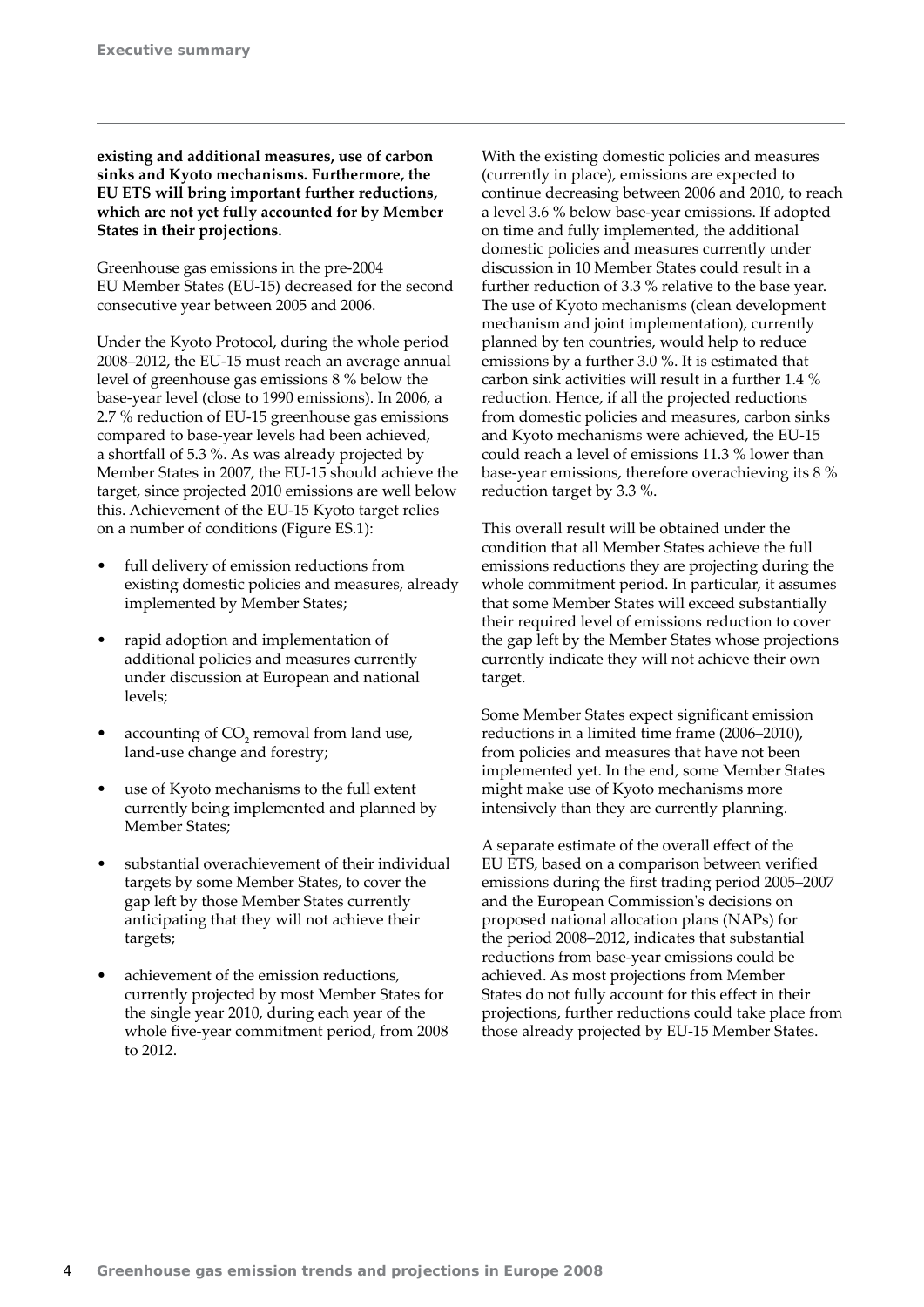**existing and additional measures, use of carbon sinks and Kyoto mechanisms. Furthermore, the EU ETS will bring important further reductions, which are not yet fully accounted for by Member States in their projections.**

Greenhouse gas emissions in the pre-2004 EU Member States (EU-15) decreased for the second consecutive year between 2005 and 2006.

Under the Kyoto Protocol, during the whole period 2008–2012, the EU-15 must reach an average annual level of greenhouse gas emissions 8 % below the base-year level (close to 1990 emissions). In 2006, a 2.7 % reduction of EU-15 greenhouse gas emissions compared to base-year levels had been achieved, a shortfall of 5.3 %. As was already projected by Member States in 2007, the EU-15 should achieve the target, since projected 2010 emissions are well below this. Achievement of the EU-15 Kyoto target relies on a number of conditions (Figure ES.1):

- full delivery of emission reductions from existing domestic policies and measures, already implemented by Member States;
- rapid adoption and implementation of additional policies and measures currently under discussion at European and national levels;
- accounting of $CO_2$ removal from land use, land-use change and forestry;
- use of Kyoto mechanisms to the full extent currently being implemented and planned by Member States;
- substantial overachievement of their individual targets by some Member States, to cover the gap left by those Member States currently anticipating that they will not achieve their targets;
- achievement of the emission reductions, currently projected by most Member States for the single year 2010, during each year of the whole five-year commitment period, from 2008 to 2012.

With the existing domestic policies and measures (currently in place), emissions are expected to continue decreasing between 2006 and 2010, to reach a level 3.6 % below base-year emissions. If adopted on time and fully implemented, the additional domestic policies and measures currently under discussion in 10 Member States could result in a further reduction of 3.3 % relative to the base year. The use of Kyoto mechanisms (clean development mechanism and joint implementation), currently planned by ten countries, would help to reduce emissions by a further 3.0 %. It is estimated that carbon sink activities will result in a further 1.4 % reduction. Hence, if all the projected reductions from domestic policies and measures, carbon sinks and Kyoto mechanisms were achieved, the EU-15 could reach a level of emissions 11.3 % lower than base-year emissions, therefore overachieving its 8 % reduction target by 3.3 %.

This overall result will be obtained under the condition that all Member States achieve the full emissions reductions they are projecting during the whole commitment period. In particular, it assumes that some Member States will exceed substantially their required level of emissions reduction to cover the gap left by the Member States whose projections currently indicate they will not achieve their own target.

Some Member States expect significant emission reductions in a limited time frame (2006–2010), from policies and measures that have not been implemented yet. In the end, some Member States might make use of Kyoto mechanisms more intensively than they are currently planning.

A separate estimate of the overall effect of the EU ETS, based on a comparison between verified emissions during the first trading period 2005–2007 and the European Commission's decisions on proposed national allocation plans (NAPs) for the period 2008–2012, indicates that substantial reductions from base-year emissions could be achieved. As most projections from Member States do not fully account for this effect in their projections, further reductions could take place from those already projected by EU-15 Member States.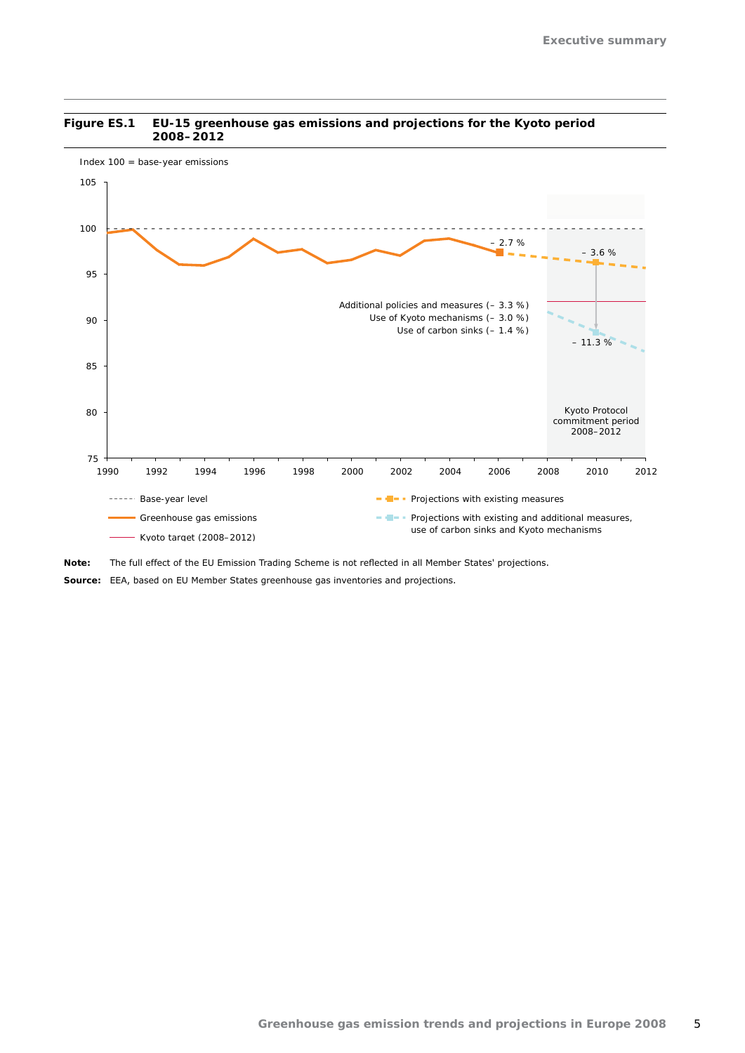**Figure ES.1 EU-15 greenhouse gas emissions and projections for the Kyoto period 2008–2012**

Index 100 = base-year emissions

– 2.7 %

– 3.6 %

Additional policies and measures (– 3.3 %)
Use of Kyoto mechanisms (– 3.0 %)
Use of carbon sinks (– 1.4 %)

– 11.3 %

Kyoto Protocol commitment period 2008–2012

Base-year level
Greenhouse gas emissions
Kyoto target (2008–2012)
Projections with existing measures
Projections with existing and additional measures, use of carbon sinks and Kyoto mechanisms

**Note:** The full effect of the EU Emission Trading Scheme is not reflected in all Member States' projections.

**Source:** EEA, based on EU Member States greenhouse gas inventories and projections.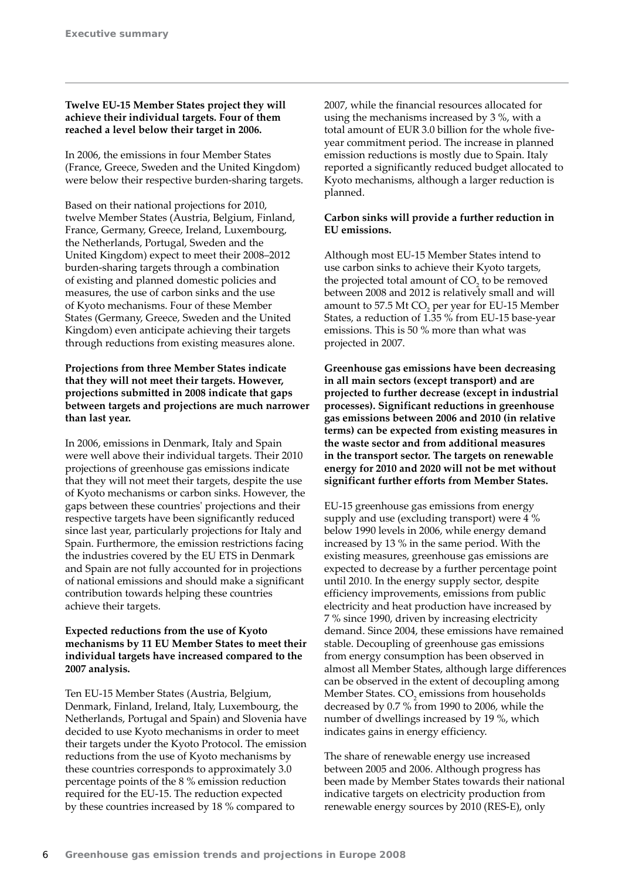**Twelve EU-15 Member States project they will achieve their individual targets. Four of them reached a level below their target in 2006.**

In 2006, the emissions in four Member States (France, Greece, Sweden and the United Kingdom) were below their respective burden-sharing targets.

Based on their national projections for 2010, twelve Member States (Austria, Belgium, Finland, France, Germany, Greece, Ireland, Luxembourg, the Netherlands, Portugal, Sweden and the United Kingdom) expect to meet their 2008–2012 burden-sharing targets through a combination of existing and planned domestic policies and measures, the use of carbon sinks and the use of Kyoto mechanisms. Four of these Member States (Germany, Greece, Sweden and the United Kingdom) even anticipate achieving their targets through reductions from existing measures alone.

**Projections from three Member States indicate that they will not meet their targets. However, projections submitted in 2008 indicate that gaps between targets and projections are much narrower than last year.**

In 2006, emissions in Denmark, Italy and Spain were well above their individual targets. Their 2010 projections of greenhouse gas emissions indicate that they will not meet their targets, despite the use of Kyoto mechanisms or carbon sinks. However, the gaps between these countries' projections and their respective targets have been significantly reduced since last year, particularly projections for Italy and Spain. Furthermore, the emission restrictions facing the industries covered by the EU ETS in Denmark and Spain are not fully accounted for in projections of national emissions and should make a significant contribution towards helping these countries achieve their targets.

**Expected reductions from the use of Kyoto mechanisms by 11 EU Member States to meet their individual targets have increased compared to the 2007 analysis.**

Ten EU-15 Member States (Austria, Belgium, Denmark, Finland, Ireland, Italy, Luxembourg, the Netherlands, Portugal and Spain) and Slovenia have decided to use Kyoto mechanisms in order to meet their targets under the Kyoto Protocol. The emission reductions from the use of Kyoto mechanisms by these countries corresponds to approximately 3.0 percentage points of the 8 % emission reduction required for the EU-15. The reduction expected by these countries increased by 18 % compared to 2007, while the financial resources allocated for using the mechanisms increased by 3 %, with a total amount of EUR 3.0 billion for the whole five-year commitment period. The increase in planned emission reductions is mostly due to Spain. Italy reported a significantly reduced budget allocated to Kyoto mechanisms, although a larger reduction is planned.

**Carbon sinks will provide a further reduction in EU emissions.**

Although most EU-15 Member States intend to use carbon sinks to achieve their Kyoto targets, the projected total amount of $CO_2$ to be removed between 2008 and 2012 is relatively small and will amount to 57.5 Mt $CO_2$ per year for EU-15 Member States, a reduction of 1.35 % from EU-15 base-year emissions. This is 50 % more than what was projected in 2007.

**Greenhouse gas emissions have been decreasing in all main sectors (except transport) and are projected to further decrease (except in industrial processes). Significant reductions in greenhouse gas emissions between 2006 and 2010 (in relative terms) can be expected from existing measures in the waste sector and from additional measures in the transport sector. The targets on renewable energy for 2010 and 2020 will not be met without significant further efforts from Member States.**

EU-15 greenhouse gas emissions from energy supply and use (excluding transport) were 4 % below 1990 levels in 2006, while energy demand increased by 13 % in the same period. With the existing measures, greenhouse gas emissions are expected to decrease by a further percentage point until 2010. In the energy supply sector, despite efficiency improvements, emissions from public electricity and heat production have increased by 7 % since 1990, driven by increasing electricity demand. Since 2004, these emissions have remained stable. Decoupling of greenhouse gas emissions from energy consumption has been observed in almost all Member States, although large differences can be observed in the extent of decoupling among Member States. $CO_2$ emissions from households decreased by 0.7 % from 1990 to 2006, while the number of dwellings increased by 19 %, which indicates gains in energy efficiency.

The share of renewable energy use increased between 2005 and 2006. Although progress has been made by Member States towards their national indicative targets on electricity production from renewable energy sources by 2010 (RES-E), only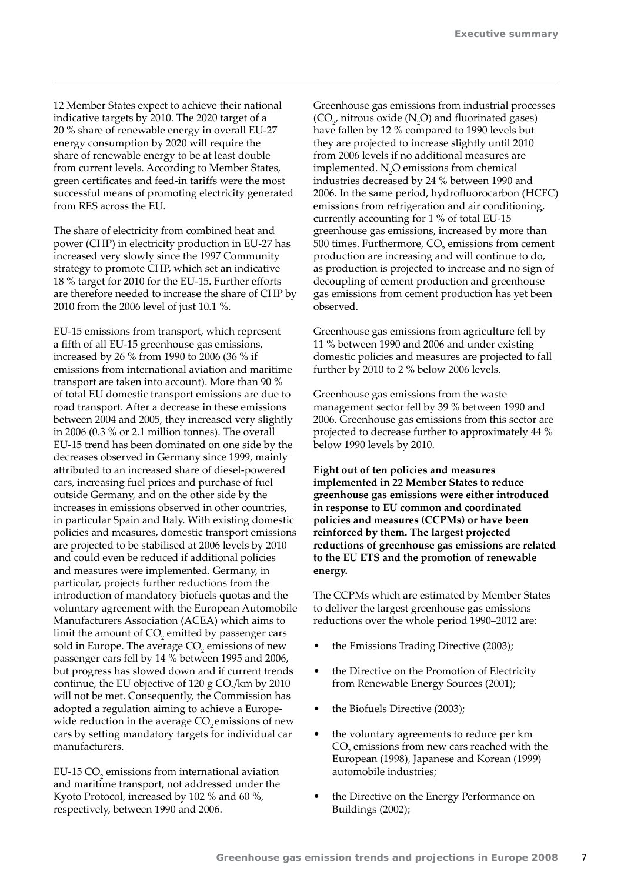12 Member States expect to achieve their national indicative targets by 2010. The 2020 target of a 20 % share of renewable energy in overall EU-27 energy consumption by 2020 will require the share of renewable energy to be at least double from current levels. According to Member States, green certificates and feed-in tariffs were the most successful means of promoting electricity generated from RES across the EU.

The share of electricity from combined heat and power (CHP) in electricity production in EU-27 has increased very slowly since the 1997 Community strategy to promote CHP, which set an indicative 18 % target for 2010 for the EU-15. Further efforts are therefore needed to increase the share of CHP by 2010 from the 2006 level of just 10.1 %.

EU-15 emissions from transport, which represent a fifth of all EU-15 greenhouse gas emissions, increased by 26 % from 1990 to 2006 (36 % if emissions from international aviation and maritime transport are taken into account). More than 90 % of total EU domestic transport emissions are due to road transport. After a decrease in these emissions between 2004 and 2005, they increased very slightly in 2006 (0.3 % or 2.1 million tonnes). The overall EU-15 trend has been dominated on one side by the decreases observed in Germany since 1999, mainly attributed to an increased share of diesel-powered cars, increasing fuel prices and purchase of fuel outside Germany, and on the other side by the increases in emissions observed in other countries, in particular Spain and Italy. With existing domestic policies and measures, domestic transport emissions are projected to be stabilised at 2006 levels by 2010 and could even be reduced if additional policies and measures were implemented. Germany, in particular, projects further reductions from the introduction of mandatory biofuels quotas and the voluntary agreement with the European Automobile Manufacturers Association (ACEA) which aims to limit the amount of $CO_2$ emitted by passenger cars sold in Europe. The average $CO_2$ emissions of new passenger cars fell by 14 % between 1995 and 2006, but progress has slowed down and if current trends continue, the EU objective of 120 g $CO_2$/km by 2010 will not be met. Consequently, the Commission has adopted a regulation aiming to achieve a Europe-wide reduction in the average $CO_2$ emissions of new cars by setting mandatory targets for individual car manufacturers.

EU-15 $CO_2$ emissions from international aviation and maritime transport, not addressed under the Kyoto Protocol, increased by 102 % and 60 %, respectively, between 1990 and 2006.

Greenhouse gas emissions from industrial processes ($CO_2$, nitrous oxide ($N_2O$) and fluorinated gases) have fallen by 12 % compared to 1990 levels but they are projected to increase slightly until 2010 from 2006 levels if no additional measures are implemented. $N_2O$ emissions from chemical industries decreased by 24 % between 1990 and 2006. In the same period, hydrofluorocarbon (HCFC) emissions from refrigeration and air conditioning, currently accounting for 1 % of total EU-15 greenhouse gas emissions, increased by more than 500 times. Furthermore, $CO_2$ emissions from cement production are increasing and will continue to do, as production is projected to increase and no sign of decoupling of cement production and greenhouse gas emissions from cement production has yet been observed.

Greenhouse gas emissions from agriculture fell by 11 % between 1990 and 2006 and under existing domestic policies and measures are projected to fall further by 2010 to 2 % below 2006 levels.

Greenhouse gas emissions from the waste management sector fell by 39 % between 1990 and 2006. Greenhouse gas emissions from this sector are projected to decrease further to approximately 44 % below 1990 levels by 2010.

**Eight out of ten policies and measures implemented in 22 Member States to reduce greenhouse gas emissions were either introduced in response to EU common and coordinated policies and measures (CCPMs) or have been reinforced by them. The largest projected reductions of greenhouse gas emissions are related to the EU ETS and the promotion of renewable energy.**

The CCPMs which are estimated by Member States to deliver the largest greenhouse gas emissions reductions over the whole period 1990–2012 are:

- the Emissions Trading Directive (2003);
- the Directive on the Promotion of Electricity from Renewable Energy Sources (2001);
- the Biofuels Directive (2003);
- the voluntary agreements to reduce per km $CO_2$ emissions from new cars reached with the European (1998), Japanese and Korean (1999) automobile industries;
- the Directive on the Energy Performance on Buildings (2002);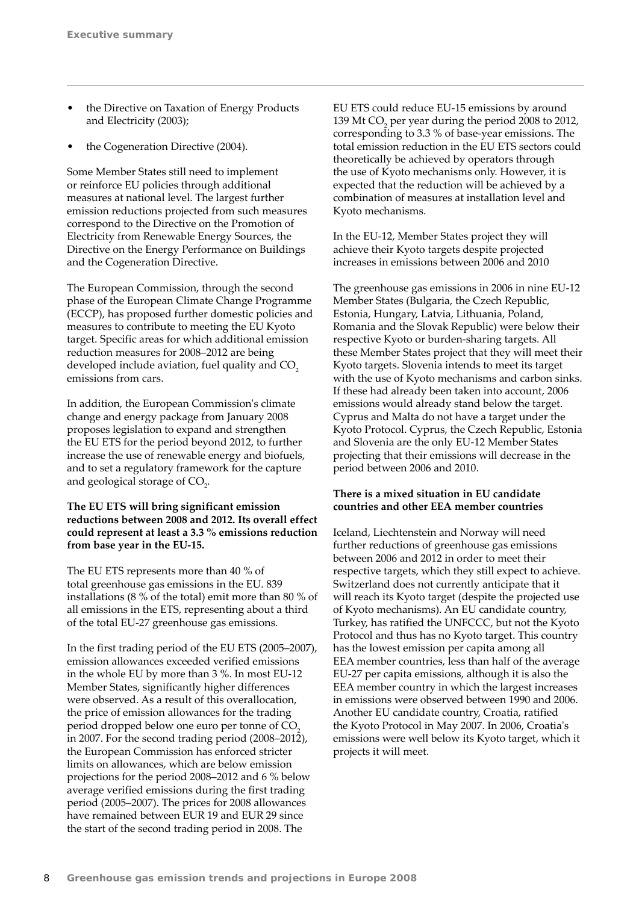- the Directive on Taxation of Energy Products and Electricity (2003);
- the Cogeneration Directive (2004).

Some Member States still need to implement or reinforce EU policies through additional measures at national level. The largest further emission reductions projected from such measures correspond to the Directive on the Promotion of Electricity from Renewable Energy Sources, the Directive on the Energy Performance on Buildings and the Cogeneration Directive.

The European Commission, through the second phase of the European Climate Change Programme (ECCP), has proposed further domestic policies and measures to contribute to meeting the EU Kyoto target. Specific areas for which additional emission reduction measures for 2008–2012 are being developed include aviation, fuel quality and $CO_2$ emissions from cars.

In addition, the European Commission's climate change and energy package from January 2008 proposes legislation to expand and strengthen the EU ETS for the period beyond 2012, to further increase the use of renewable energy and biofuels, and to set a regulatory framework for the capture and geological storage of $CO_2$.

**The EU ETS will bring significant emission reductions between 2008 and 2012. Its overall effect could represent at least a 3.3 % emissions reduction from base year in the EU-15.**

The EU ETS represents more than 40 % of total greenhouse gas emissions in the EU. 839 installations (8 % of the total) emit more than 80 % of all emissions in the ETS, representing about a third of the total EU-27 greenhouse gas emissions.

In the first trading period of the EU ETS (2005–2007), emission allowances exceeded verified emissions in the whole EU by more than 3 %. In most EU-12 Member States, significantly higher differences were observed. As a result of this overallocation, the price of emission allowances for the trading period dropped below one euro per tonne of $CO_2$ in 2007. For the second trading period (2008–2012), the European Commission has enforced stricter limits on allowances, which are below emission projections for the period 2008–2012 and 6 % below average verified emissions during the first trading period (2005–2007). The prices for 2008 allowances have remained between EUR 19 and EUR 29 since the start of the second trading period in 2008. The EU ETS could reduce EU-15 emissions by around 139 Mt $CO_2$ per year during the period 2008 to 2012, corresponding to 3.3 % of base-year emissions. The total emission reduction in the EU ETS sectors could theoretically be achieved by operators through the use of Kyoto mechanisms only. However, it is expected that the reduction will be achieved by a combination of measures at installation level and Kyoto mechanisms.

In the EU-12, Member States project they will achieve their Kyoto targets despite projected increases in emissions between 2006 and 2010

The greenhouse gas emissions in 2006 in nine EU-12 Member States (Bulgaria, the Czech Republic, Estonia, Hungary, Latvia, Lithuania, Poland, Romania and the Slovak Republic) were below their respective Kyoto or burden-sharing targets. All these Member States project that they will meet their Kyoto targets. Slovenia intends to meet its target with the use of Kyoto mechanisms and carbon sinks. If these had already been taken into account, 2006 emissions would already stand below the target. Cyprus and Malta do not have a target under the Kyoto Protocol. Cyprus, the Czech Republic, Estonia and Slovenia are the only EU-12 Member States projecting that their emissions will decrease in the period between 2006 and 2010.

**There is a mixed situation in EU candidate countries and other EEA member countries**

Iceland, Liechtenstein and Norway will need further reductions of greenhouse gas emissions between 2006 and 2012 in order to meet their respective targets, which they still expect to achieve. Switzerland does not currently anticipate that it will reach its Kyoto target (despite the projected use of Kyoto mechanisms). An EU candidate country, Turkey, has ratified the UNFCCC, but not the Kyoto Protocol and thus has no Kyoto target. This country has the lowest emission per capita among all EEA member countries, less than half of the average EU-27 per capita emissions, although it is also the EEA member country in which the largest increases in emissions were observed between 1990 and 2006. Another EU candidate country, Croatia, ratified the Kyoto Protocol in May 2007. In 2006, Croatia's emissions were well below its Kyoto target, which it projects it will meet.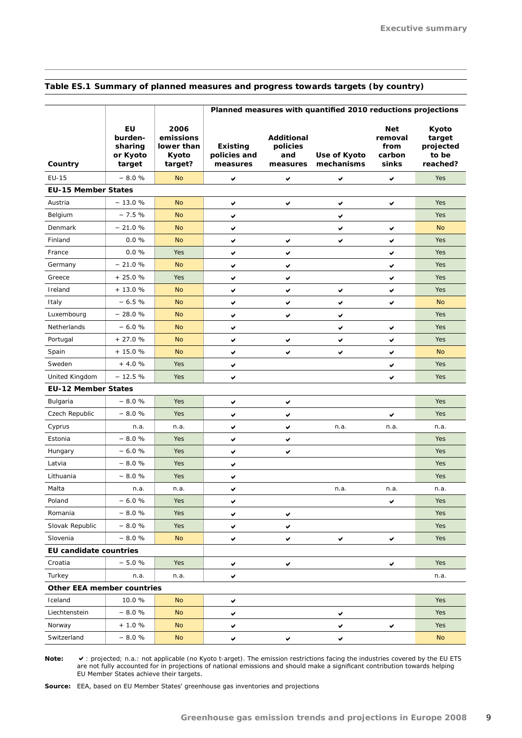**Table ES.1 Summary of planned measures and progress towards targets (by country)**

| Country | EU burden-sharing or Kyoto target | 2006 emissions lower than Kyoto target? | Planned measures with quantified 2010 reductions projections | | | | |
|---|---|---|---|---|---|---|---|
| | | | Existing policies and measures | Additional policies and measures | Use of Kyoto mechanisms | Net removal from carbon sinks | Kyoto target projected to be reached? |
| EU-15 | − 8.0 % | No | ✔ | ✔ | ✔ | ✔ | Yes |
| **EU-15 Member States** | | | | | | | |
| Austria | − 13.0 % | No | ✔ | ✔ | ✔ | ✔ | Yes |
| Belgium | − 7.5 % | No | ✔ | | ✔ | | Yes |
| Denmark | − 21.0 % | No | ✔ | | ✔ | ✔ | No |
| Finland | 0.0 % | No | ✔ | ✔ | ✔ | ✔ | Yes |
| France | 0.0 % | Yes | ✔ | ✔ | | ✔ | Yes |
| Germany | − 21.0 % | No | ✔ | ✔ | | ✔ | Yes |
| Greece | + 25.0 % | Yes | ✔ | ✔ | | ✔ | Yes |
| Ireland | + 13.0 % | No | ✔ | ✔ | ✔ | ✔ | Yes |
| Italy | − 6.5 % | No | ✔ | ✔ | ✔ | ✔ | No |
| Luxembourg | − 28.0 % | No | ✔ | ✔ | ✔ | | Yes |
| Netherlands | − 6.0 % | No | ✔ | | ✔ | ✔ | Yes |
| Portugal | + 27.0 % | No | ✔ | ✔ | ✔ | ✔ | Yes |
| Spain | + 15.0 % | No | ✔ | ✔ | ✔ | ✔ | No |
| Sweden | + 4.0 % | Yes | ✔ | | | ✔ | Yes |
| United Kingdom | − 12.5 % | Yes | ✔ | | | ✔ | Yes |
| **EU-12 Member States** | | | | | | | |
| Bulgaria | − 8.0 % | Yes | ✔ | ✔ | | | Yes |
| Czech Republic | − 8.0 % | Yes | ✔ | ✔ | | ✔ | Yes |
| Cyprus | n.a. | n.a. | ✔ | ✔ | n.a. | n.a. | n.a. |
| Estonia | − 8.0 % | Yes | ✔ | ✔ | | | Yes |
| Hungary | − 6.0 % | Yes | ✔ | ✔ | | | Yes |
| Latvia | − 8.0 % | Yes | ✔ | | | | Yes |
| Lithuania | − 8.0 % | Yes | ✔ | | | | Yes |
| Malta | n.a. | n.a. | ✔ | | n.a. | n.a. | n.a. |
| Poland | − 6.0 % | Yes | ✔ | | | ✔ | Yes |
| Romania | − 8.0 % | Yes | ✔ | ✔ | | | Yes |
| Slovak Republic | − 8.0 % | Yes | ✔ | ✔ | | | Yes |
| Slovenia | − 8.0 % | No | ✔ | ✔ | ✔ | ✔ | Yes |
| **EU candidate countries** | | | | | | | |
| Croatia | − 5.0 % | Yes | ✔ | ✔ | | ✔ | Yes |
| Turkey | n.a. | n.a. | ✔ | | | | n.a. |
| **Other EEA member countries** | | | | | | | |
| Iceland | 10.0 % | No | ✔ | | | | Yes |
| Liechtenstein | − 8.0 % | No | ✔ | | ✔ | | Yes |
| Norway | + 1.0 % | No | ✔ | | ✔ | ✔ | Yes |
| Switzerland | − 8.0 % | No | ✔ | ✔ | ✔ | | No |

**Note:** ✔ : projected; n.a.: not applicable (no Kyoto t-arget). The emission restrictions facing the industries covered by the EU ETS are not fully accounted for in projections of national emissions and should make a significant contribution towards helping EU Member States achieve their targets.

**Source:** EEA, based on EU Member States' greenhouse gas inventories and projections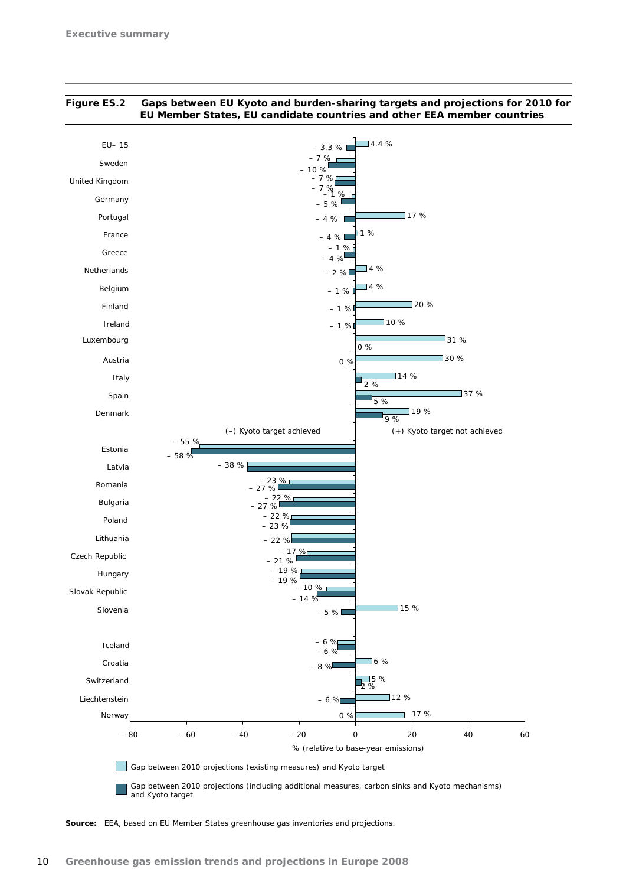**Figure ES.2 Gaps between EU Kyoto and burden-sharing targets and projections for 2010 for EU Member States, EU candidate countries and other EEA member countries**

| Country | Gap between 2010 projections (existing measures) and Kyoto target | Gap between 2010 projections (including additional measures, carbon sinks and Kyoto mechanisms) and Kyoto target |
|---|---|---|
| EU– 15 | 4.4 % | – 3.3 % |
| Sweden | – 7 % | – 10 % |
| United Kingdom | – 7 % | – 7 % |
| Germany | – 1 % | – 5 % |
| Portugal | 17 % | – 4 % |
| France | 1 % | – 4 % |
| Greece | – 1 % | – 4 % |
| Netherlands | 4 % | – 2 % |
| Belgium | 4 % | – 1 % |
| Finland | 20 % | – 1 % |
| Ireland | 10 % | – 1 % |
| Luxembourg | 31 % | 0 % |
| Austria | 30 % | 0 % |
| Italy | 14 % | 2 % |
| Spain | 37 % | 5 % |
| Denmark | 19 % | 9 % |
| Estonia | – 55 % | – 58 % |
| Latvia | – 38 % | – 38 % |
| Romania | – 23 % | – 27 % |
| Bulgaria | – 22 % | – 27 % |
| Poland | – 22 % | – 23 % |
| Lithuania | – 22 % | – 22 % |
| Czech Republic | – 17 % | – 21 % |
| Hungary | – 19 % | – 19 % |
| Slovak Republic | – 10 % | – 14 % |
| Slovenia | 15 % | – 5 % |
| Iceland | – 6 % | – 6 % |
| Croatia | 6 % | – 8 % |
| Switzerland | 5 % | 2 % |
| Liechtenstein | 12 % | – 6 % |
| Norway | 17 % | 0 % |

(–) Kyoto target achieved; (+) Kyoto target not achieved

% (relative to base-year emissions)

**Source:** EEA, based on EU Member States greenhouse gas inventories and projections.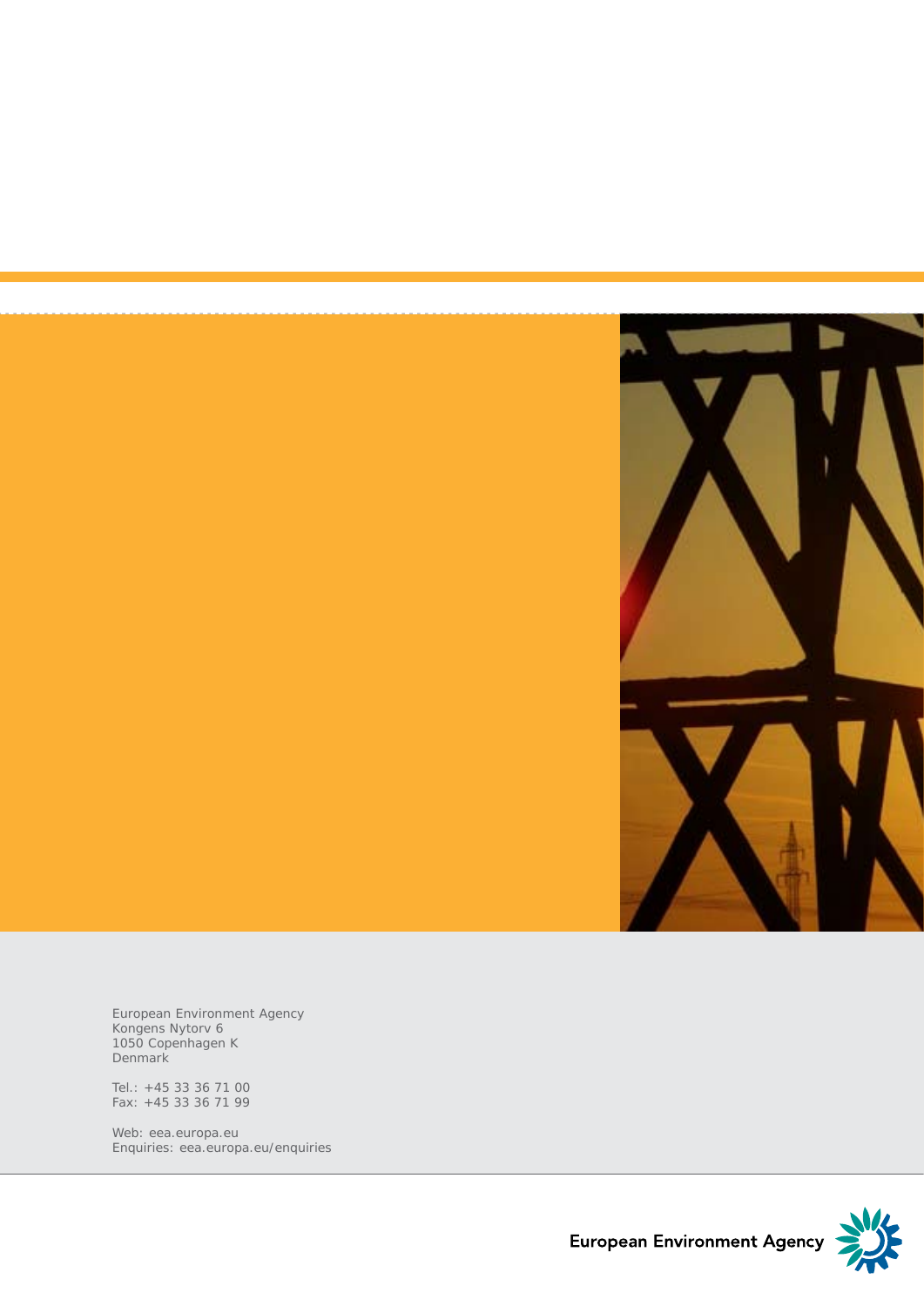European Environment Agency
Kongens Nytorv 6
1050 Copenhagen K
Denmark

Tel.: +45 33 36 71 00
Fax: +45 33 36 71 99

Web: eea.europa.eu
Enquiries: eea.europa.eu/enquiries

European Environment Agency